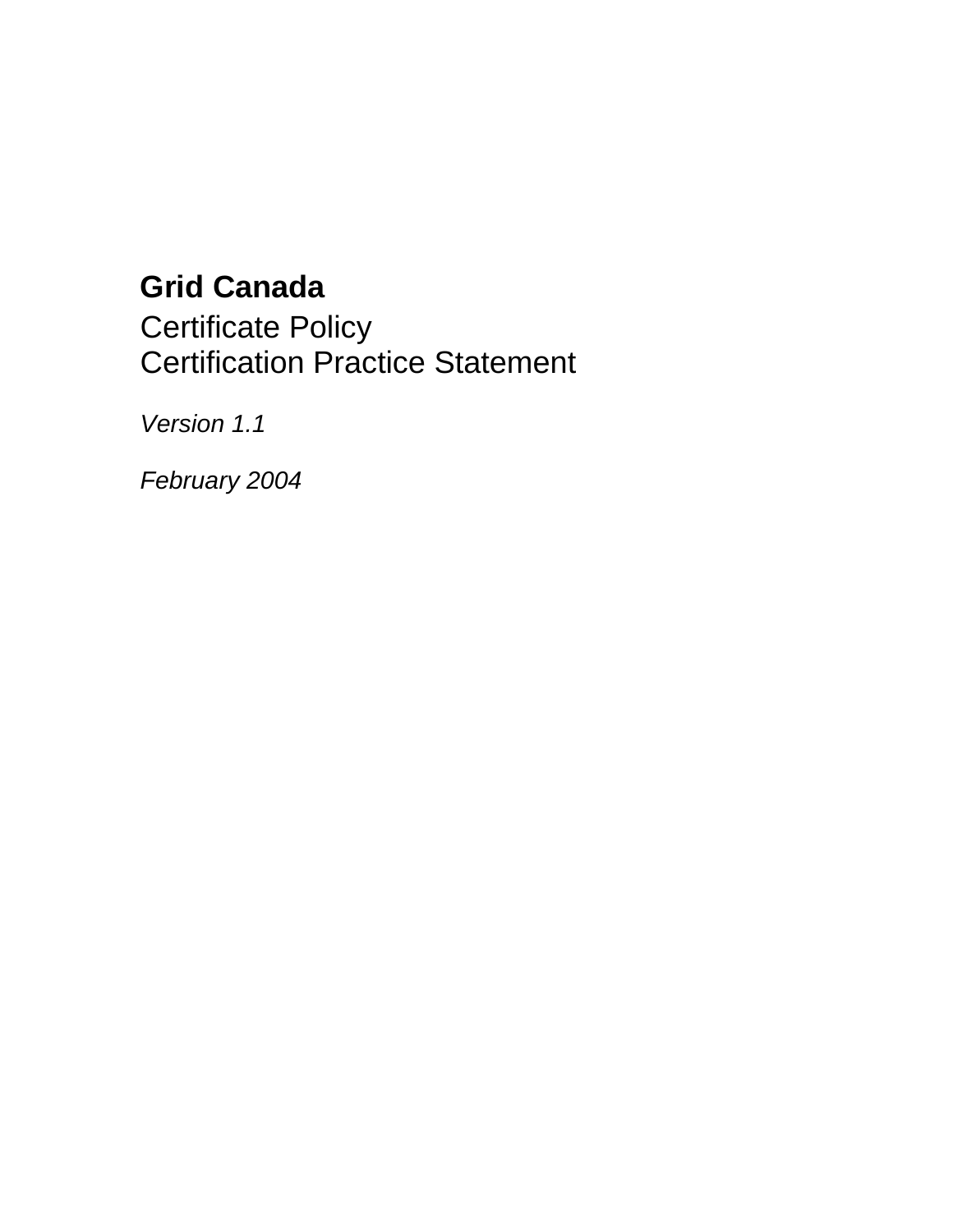# Grid Canada

## Certificate Policy
## Certification Practice Statement

*Version 1.1*

*February 2004*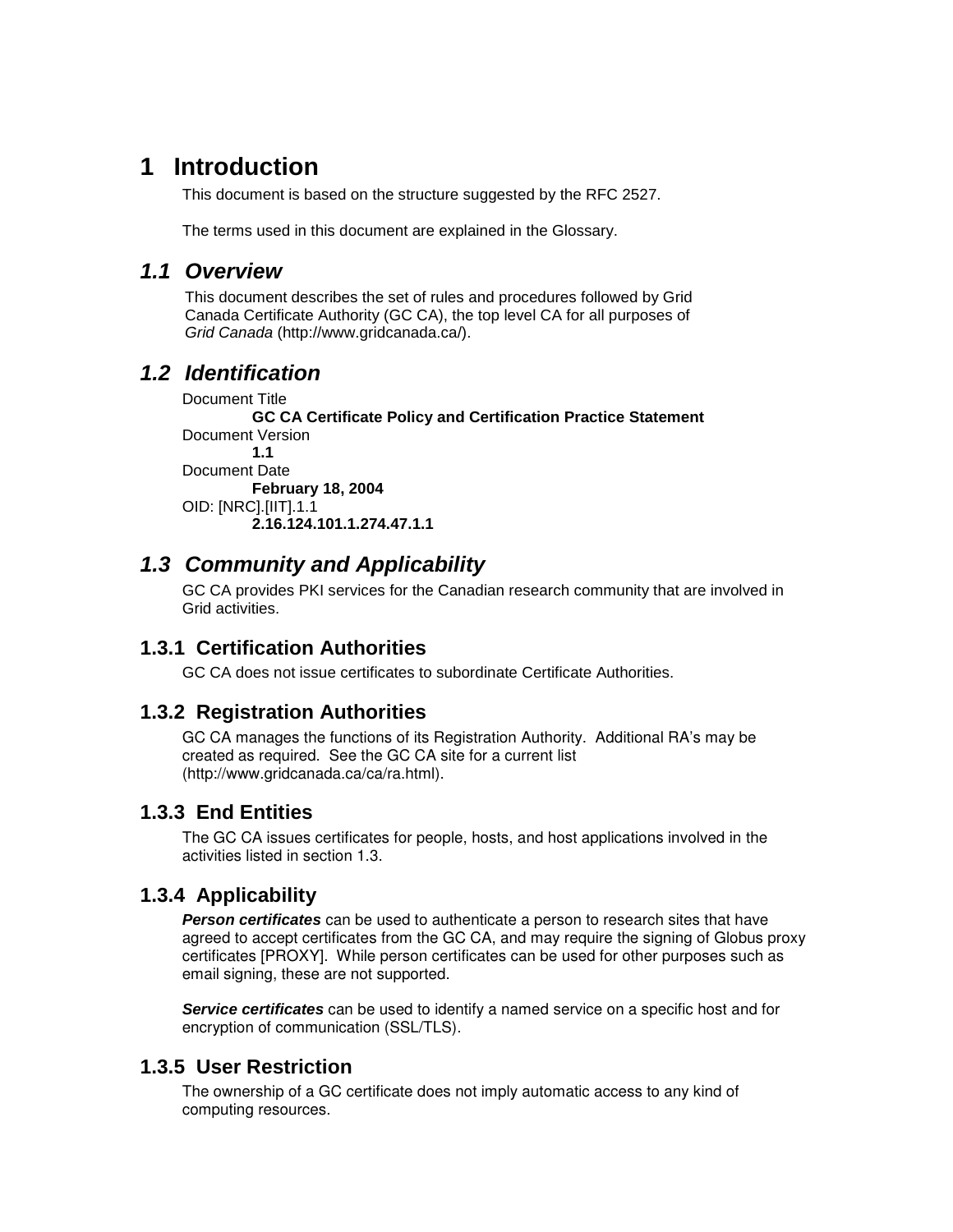# 1 Introduction

This document is based on the structure suggested by the RFC 2527.

The terms used in this document are explained in the Glossary.

## *1.1 Overview*

This document describes the set of rules and procedures followed by Grid Canada Certificate Authority (GC CA), the top level CA for all purposes of *Grid Canada* (http://www.gridcanada.ca/).

## *1.2 Identification*

Document Title

**GC CA Certificate Policy and Certification Practice Statement**

Document Version

**1.1**

Document Date

**February 18, 2004**

OID: [NRC].[IIT].1.1

**2.16.124.101.1.274.47.1.1**

## *1.3 Community and Applicability*

GC CA provides PKI services for the Canadian research community that are involved in Grid activities.

### 1.3.1 Certification Authorities

GC CA does not issue certificates to subordinate Certificate Authorities.

### 1.3.2 Registration Authorities

GC CA manages the functions of its Registration Authority. Additional RA's may be created as required. See the GC CA site for a current list (http://www.gridcanada.ca/ca/ra.html).

### 1.3.3 End Entities

The GC CA issues certificates for people, hosts, and host applications involved in the activities listed in section 1.3.

### 1.3.4 Applicability

***Person certificates*** can be used to authenticate a person to research sites that have agreed to accept certificates from the GC CA, and may require the signing of Globus proxy certificates [PROXY]. While person certificates can be used for other purposes such as email signing, these are not supported.

***Service certificates*** can be used to identify a named service on a specific host and for encryption of communication (SSL/TLS).

### 1.3.5 User Restriction

The ownership of a GC certificate does not imply automatic access to any kind of computing resources.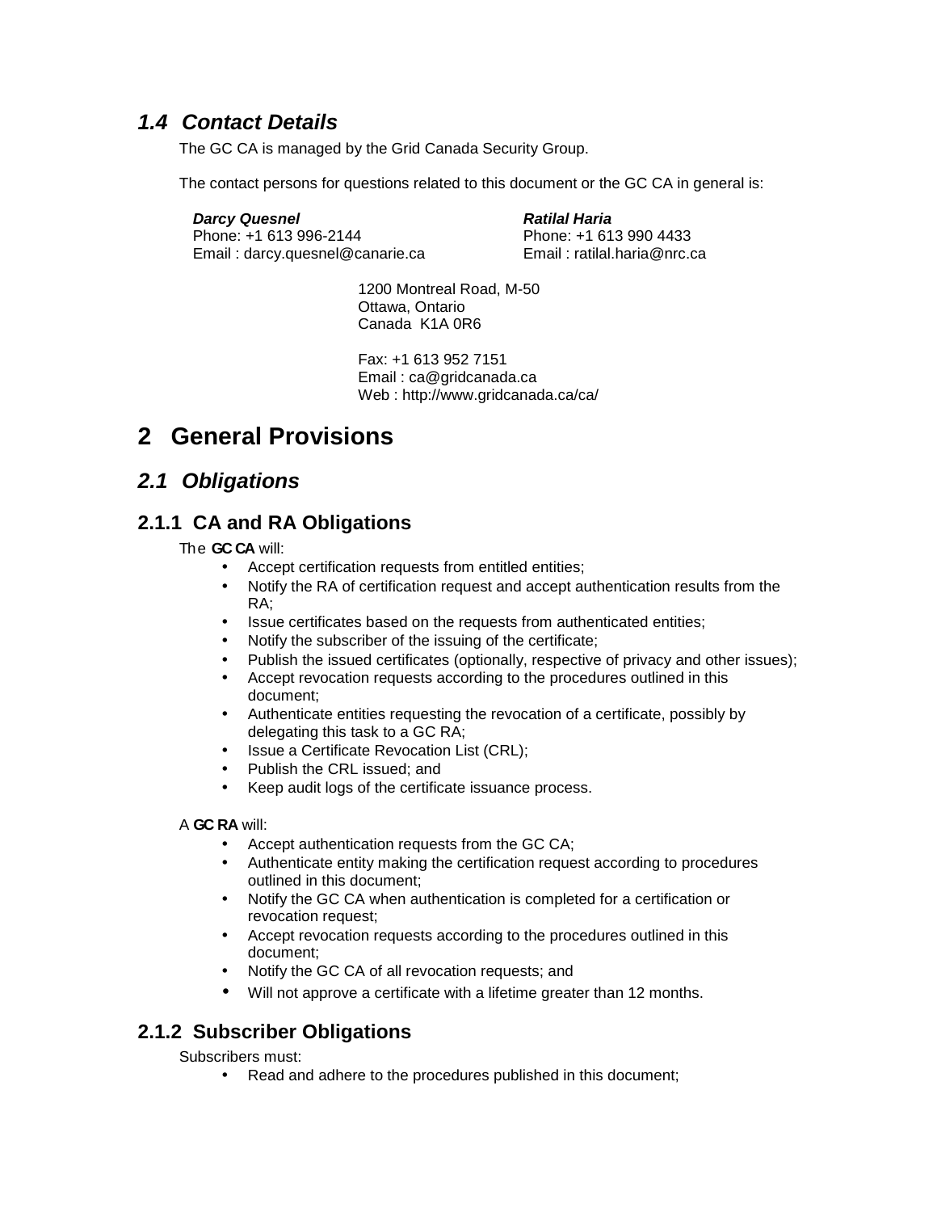## *1.4 Contact Details*

The GC CA is managed by the Grid Canada Security Group.

The contact persons for questions related to this document or the GC CA in general is:

***Darcy Quesnel***
Phone: +1 613 996-2144
Email : darcy.quesnel@canarie.ca

***Ratilal Haria***
Phone: +1 613 990 4433
Email : ratilal.haria@nrc.ca

1200 Montreal Road, M-50
Ottawa, Ontario
Canada K1A 0R6

Fax: +1 613 952 7151
Email : ca@gridcanada.ca
Web : http://www.gridcanada.ca/ca/

# 2 General Provisions

## *2.1 Obligations*

### 2.1.1 CA and RA Obligations

The **GC CA** will:

- Accept certification requests from entitled entities;
- Notify the RA of certification request and accept authentication results from the RA;
- Issue certificates based on the requests from authenticated entities;
- Notify the subscriber of the issuing of the certificate;
- Publish the issued certificates (optionally, respective of privacy and other issues);
- Accept revocation requests according to the procedures outlined in this document;
- Authenticate entities requesting the revocation of a certificate, possibly by delegating this task to a GC RA;
- Issue a Certificate Revocation List (CRL);
- Publish the CRL issued; and
- Keep audit logs of the certificate issuance process.

A **GC RA** will:

- Accept authentication requests from the GC CA;
- Authenticate entity making the certification request according to procedures outlined in this document;
- Notify the GC CA when authentication is completed for a certification or revocation request;
- Accept revocation requests according to the procedures outlined in this document;
- Notify the GC CA of all revocation requests; and
- Will not approve a certificate with a lifetime greater than 12 months.

### 2.1.2 Subscriber Obligations

Subscribers must:

- Read and adhere to the procedures published in this document;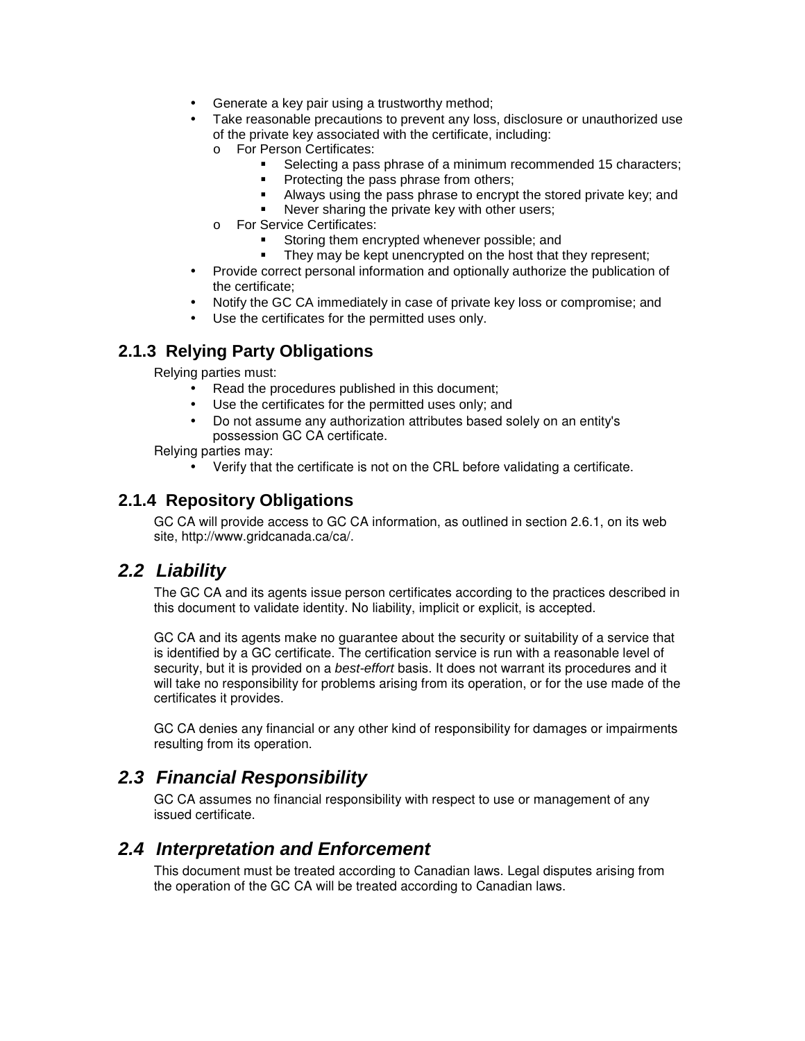- Generate a key pair using a trustworthy method;
- Take reasonable precautions to prevent any loss, disclosure or unauthorized use of the private key associated with the certificate, including:
  - For Person Certificates:
    - Selecting a pass phrase of a minimum recommended 15 characters;
    - Protecting the pass phrase from others;
    - Always using the pass phrase to encrypt the stored private key; and
    - Never sharing the private key with other users;
  - For Service Certificates:
    - Storing them encrypted whenever possible; and
    - They may be kept unencrypted on the host that they represent;
- Provide correct personal information and optionally authorize the publication of the certificate;
- Notify the GC CA immediately in case of private key loss or compromise; and
- Use the certificates for the permitted uses only.

### 2.1.3 Relying Party Obligations

Relying parties must:

- Read the procedures published in this document;
- Use the certificates for the permitted uses only; and
- Do not assume any authorization attributes based solely on an entity's possession GC CA certificate.

Relying parties may:

- Verify that the certificate is not on the CRL before validating a certificate.

### 2.1.4 Repository Obligations

GC CA will provide access to GC CA information, as outlined in section 2.6.1, on its web site, http://www.gridcanada.ca/ca/.

## *2.2 Liability*

The GC CA and its agents issue person certificates according to the practices described in this document to validate identity. No liability, implicit or explicit, is accepted.

GC CA and its agents make no guarantee about the security or suitability of a service that is identified by a GC certificate. The certification service is run with a reasonable level of security, but it is provided on a *best-effort* basis. It does not warrant its procedures and it will take no responsibility for problems arising from its operation, or for the use made of the certificates it provides.

GC CA denies any financial or any other kind of responsibility for damages or impairments resulting from its operation.

## *2.3 Financial Responsibility*

GC CA assumes no financial responsibility with respect to use or management of any issued certificate.

## *2.4 Interpretation and Enforcement*

This document must be treated according to Canadian laws. Legal disputes arising from the operation of the GC CA will be treated according to Canadian laws.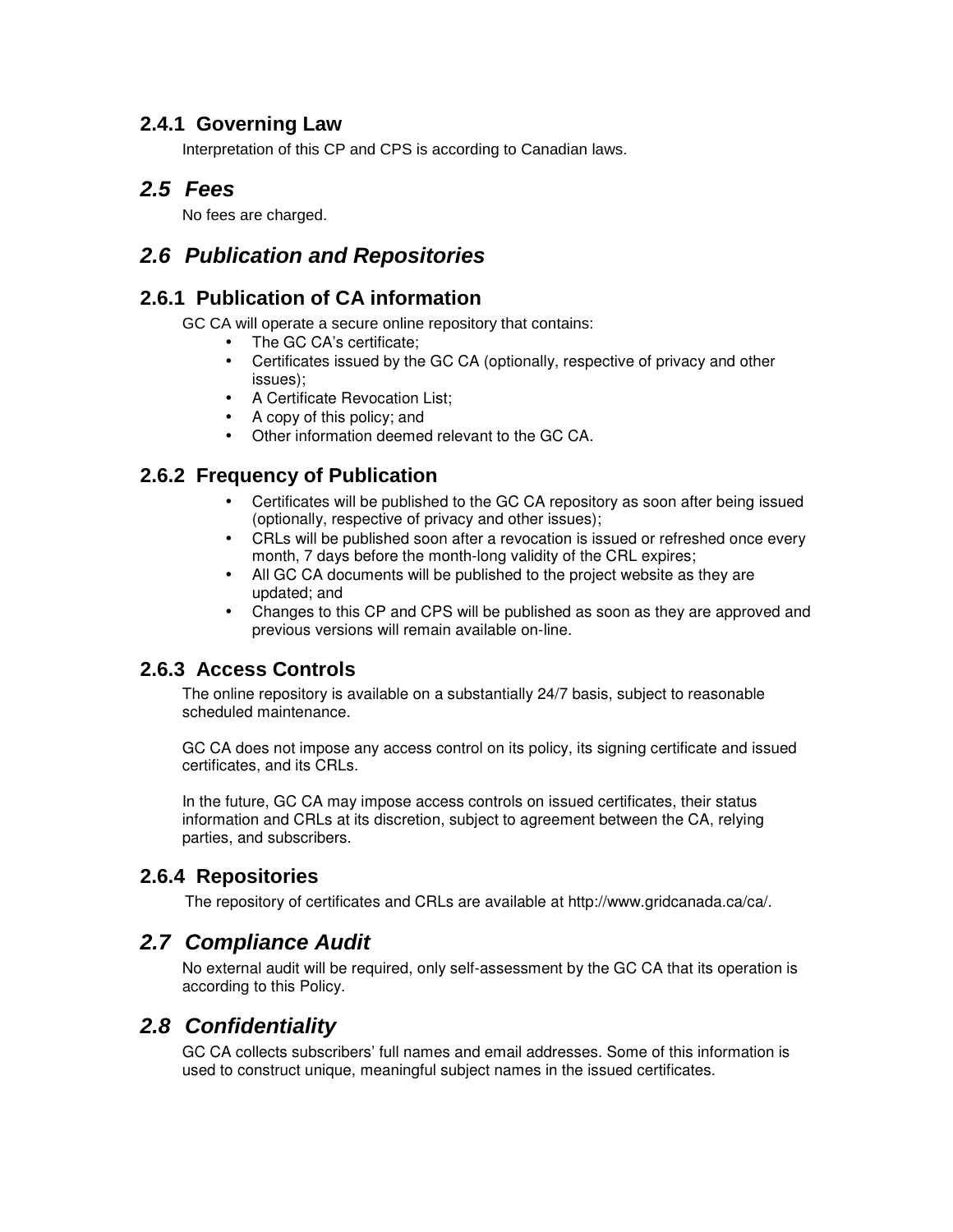### 2.4.1 Governing Law

Interpretation of this CP and CPS is according to Canadian laws.

## *2.5 Fees*

No fees are charged.

## *2.6 Publication and Repositories*

### 2.6.1 Publication of CA information

GC CA will operate a secure online repository that contains:

- The GC CA's certificate;
- Certificates issued by the GC CA (optionally, respective of privacy and other issues);
- A Certificate Revocation List;
- A copy of this policy; and
- Other information deemed relevant to the GC CA.

### 2.6.2 Frequency of Publication

- Certificates will be published to the GC CA repository as soon after being issued (optionally, respective of privacy and other issues);
- CRLs will be published soon after a revocation is issued or refreshed once every month, 7 days before the month-long validity of the CRL expires;
- All GC CA documents will be published to the project website as they are updated; and
- Changes to this CP and CPS will be published as soon as they are approved and previous versions will remain available on-line.

### 2.6.3 Access Controls

The online repository is available on a substantially 24/7 basis, subject to reasonable scheduled maintenance.

GC CA does not impose any access control on its policy, its signing certificate and issued certificates, and its CRLs.

In the future, GC CA may impose access controls on issued certificates, their status information and CRLs at its discretion, subject to agreement between the CA, relying parties, and subscribers.

### 2.6.4 Repositories

The repository of certificates and CRLs are available at http://www.gridcanada.ca/ca/.

## *2.7 Compliance Audit*

No external audit will be required, only self-assessment by the GC CA that its operation is according to this Policy.

## *2.8 Confidentiality*

GC CA collects subscribers' full names and email addresses. Some of this information is used to construct unique, meaningful subject names in the issued certificates.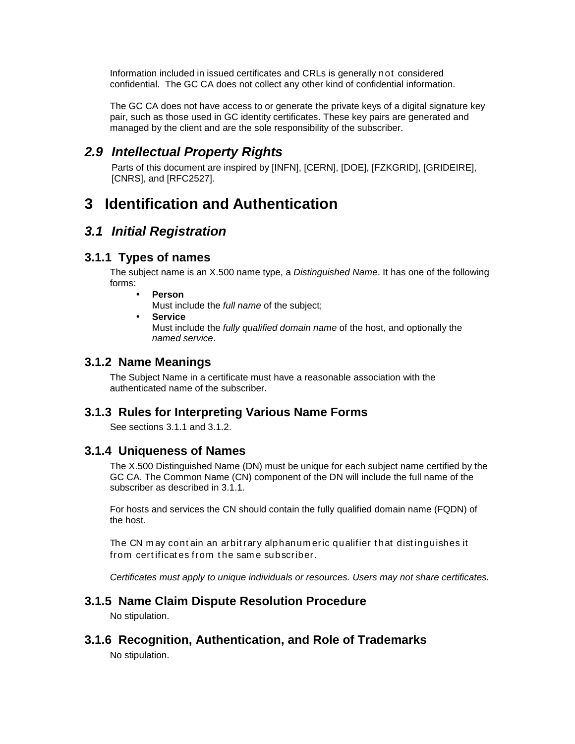Information included in issued certificates and CRLs is generally not considered confidential. The GC CA does not collect any other kind of confidential information.

The GC CA does not have access to or generate the private keys of a digital signature key pair, such as those used in GC identity certificates. These key pairs are generated and managed by the client and are the sole responsibility of the subscriber.

## *2.9 Intellectual Property Rights*

Parts of this document are inspired by [INFN], [CERN], [DOE], [FZKGRID], [GRIDEIRE], [CNRS], and [RFC2527].

# 3 Identification and Authentication

## *3.1 Initial Registration*

### 3.1.1 Types of names

The subject name is an X.500 name type, a *Distinguished Name*. It has one of the following forms:

- **Person**
  Must include the *full name* of the subject;
- **Service**
  Must include the *fully qualified domain name* of the host, and optionally the *named service*.

### 3.1.2 Name Meanings

The Subject Name in a certificate must have a reasonable association with the authenticated name of the subscriber.

### 3.1.3 Rules for Interpreting Various Name Forms

See sections 3.1.1 and 3.1.2.

### 3.1.4 Uniqueness of Names

The X.500 Distinguished Name (DN) must be unique for each subject name certified by the GC CA. The Common Name (CN) component of the DN will include the full name of the subscriber as described in 3.1.1.

For hosts and services the CN should contain the fully qualified domain name (FQDN) of the host.

The CN may contain an arbitrary alphanumeric qualifier that distinguishes it from certificates from the same subscriber.

*Certificates must apply to unique individuals or resources. Users may not share certificates.*

### 3.1.5 Name Claim Dispute Resolution Procedure

No stipulation.

### 3.1.6 Recognition, Authentication, and Role of Trademarks

No stipulation.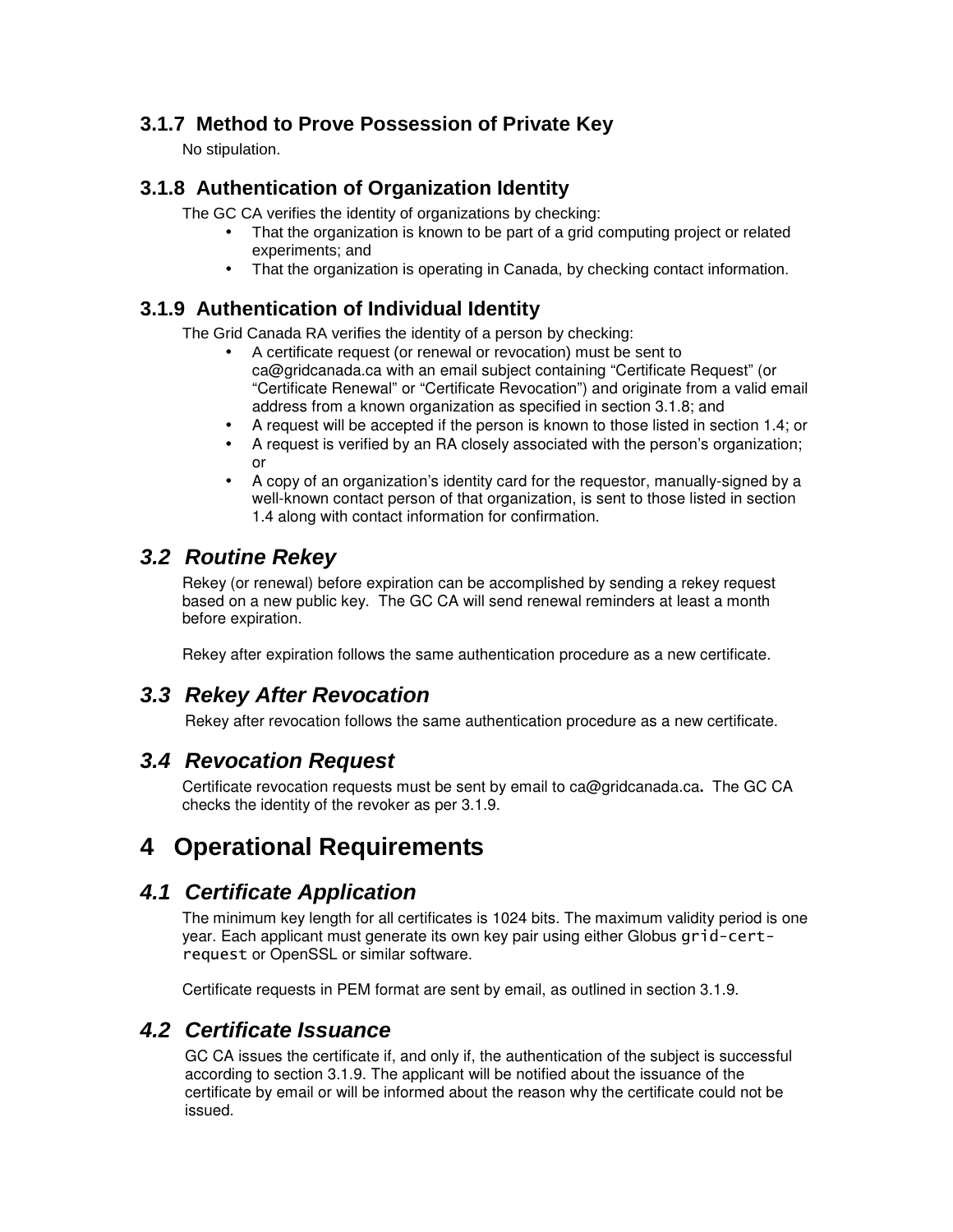### 3.1.7 Method to Prove Possession of Private Key

No stipulation.

### 3.1.8 Authentication of Organization Identity

The GC CA verifies the identity of organizations by checking:

- That the organization is known to be part of a grid computing project or related experiments; and
- That the organization is operating in Canada, by checking contact information.

### 3.1.9 Authentication of Individual Identity

The Grid Canada RA verifies the identity of a person by checking:

- A certificate request (or renewal or revocation) must be sent to ca@gridcanada.ca with an email subject containing "Certificate Request" (or "Certificate Renewal" or "Certificate Revocation") and originate from a valid email address from a known organization as specified in section 3.1.8; and
- A request will be accepted if the person is known to those listed in section 1.4; or
- A request is verified by an RA closely associated with the person's organization; or
- A copy of an organization's identity card for the requestor, manually-signed by a well-known contact person of that organization, is sent to those listed in section 1.4 along with contact information for confirmation.

## *3.2 Routine Rekey*

Rekey (or renewal) before expiration can be accomplished by sending a rekey request based on a new public key. The GC CA will send renewal reminders at least a month before expiration.

Rekey after expiration follows the same authentication procedure as a new certificate.

## *3.3 Rekey After Revocation*

Rekey after revocation follows the same authentication procedure as a new certificate.

## *3.4 Revocation Request*

Certificate revocation requests must be sent by email to ca@gridcanada.ca**.** The GC CA checks the identity of the revoker as per 3.1.9.

# 4 Operational Requirements

## *4.1 Certificate Application*

The minimum key length for all certificates is 1024 bits. The maximum validity period is one year. Each applicant must generate its own key pair using either Globus `grid-cert-request` or OpenSSL or similar software.

Certificate requests in PEM format are sent by email, as outlined in section 3.1.9.

## *4.2 Certificate Issuance*

GC CA issues the certificate if, and only if, the authentication of the subject is successful according to section 3.1.9. The applicant will be notified about the issuance of the certificate by email or will be informed about the reason why the certificate could not be issued.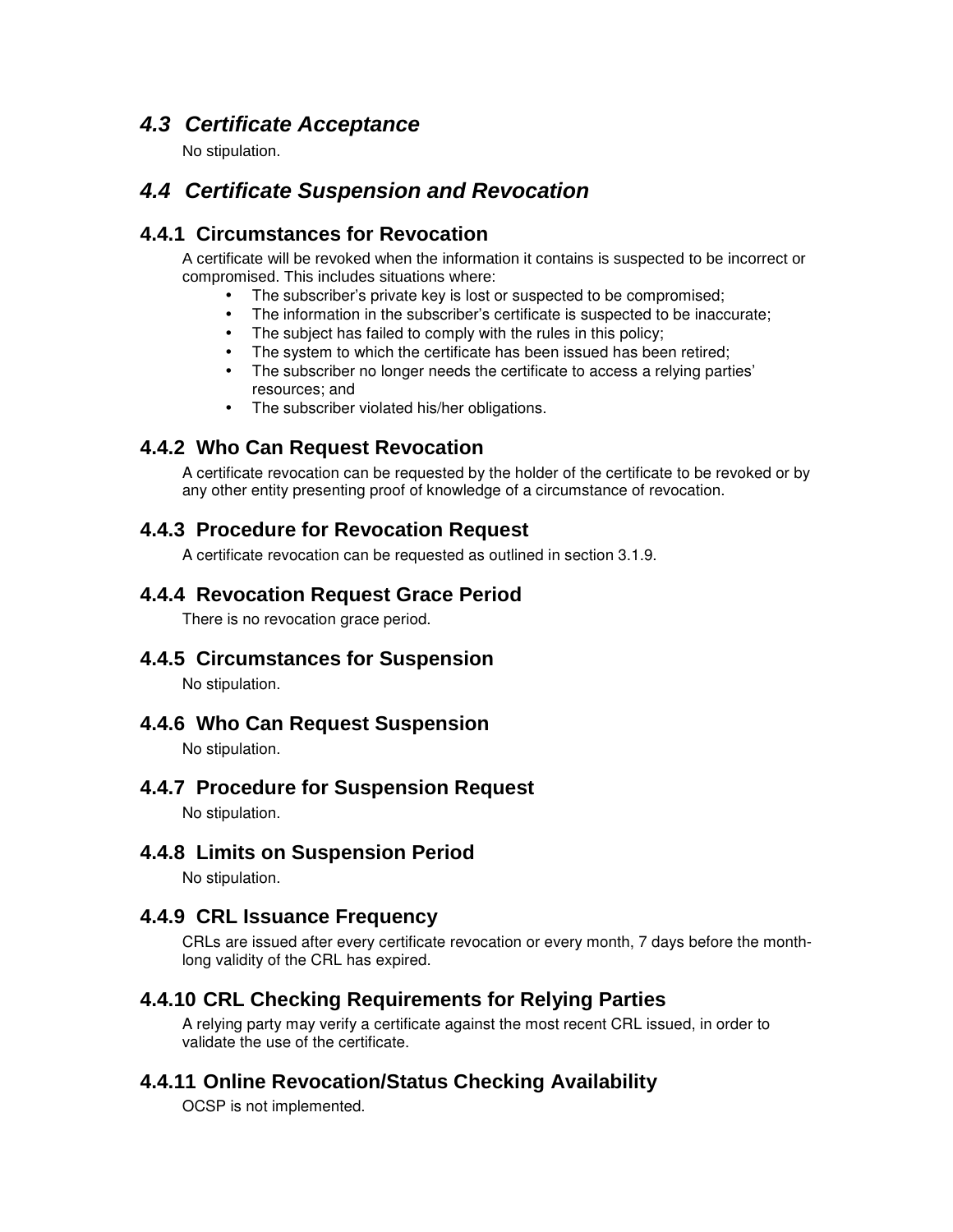## *4.3 Certificate Acceptance*

No stipulation.

## *4.4 Certificate Suspension and Revocation*

### 4.4.1 Circumstances for Revocation

A certificate will be revoked when the information it contains is suspected to be incorrect or compromised. This includes situations where:

- The subscriber's private key is lost or suspected to be compromised;
- The information in the subscriber's certificate is suspected to be inaccurate;
- The subject has failed to comply with the rules in this policy;
- The system to which the certificate has been issued has been retired;
- The subscriber no longer needs the certificate to access a relying parties' resources; and
- The subscriber violated his/her obligations.

### 4.4.2 Who Can Request Revocation

A certificate revocation can be requested by the holder of the certificate to be revoked or by any other entity presenting proof of knowledge of a circumstance of revocation.

### 4.4.3 Procedure for Revocation Request

A certificate revocation can be requested as outlined in section 3.1.9.

### 4.4.4 Revocation Request Grace Period

There is no revocation grace period.

### 4.4.5 Circumstances for Suspension

No stipulation.

### 4.4.6 Who Can Request Suspension

No stipulation.

### 4.4.7 Procedure for Suspension Request

No stipulation.

### 4.4.8 Limits on Suspension Period

No stipulation.

### 4.4.9 CRL Issuance Frequency

CRLs are issued after every certificate revocation or every month, 7 days before the month-long validity of the CRL has expired.

### 4.4.10 CRL Checking Requirements for Relying Parties

A relying party may verify a certificate against the most recent CRL issued, in order to validate the use of the certificate.

### 4.4.11 Online Revocation/Status Checking Availability

OCSP is not implemented.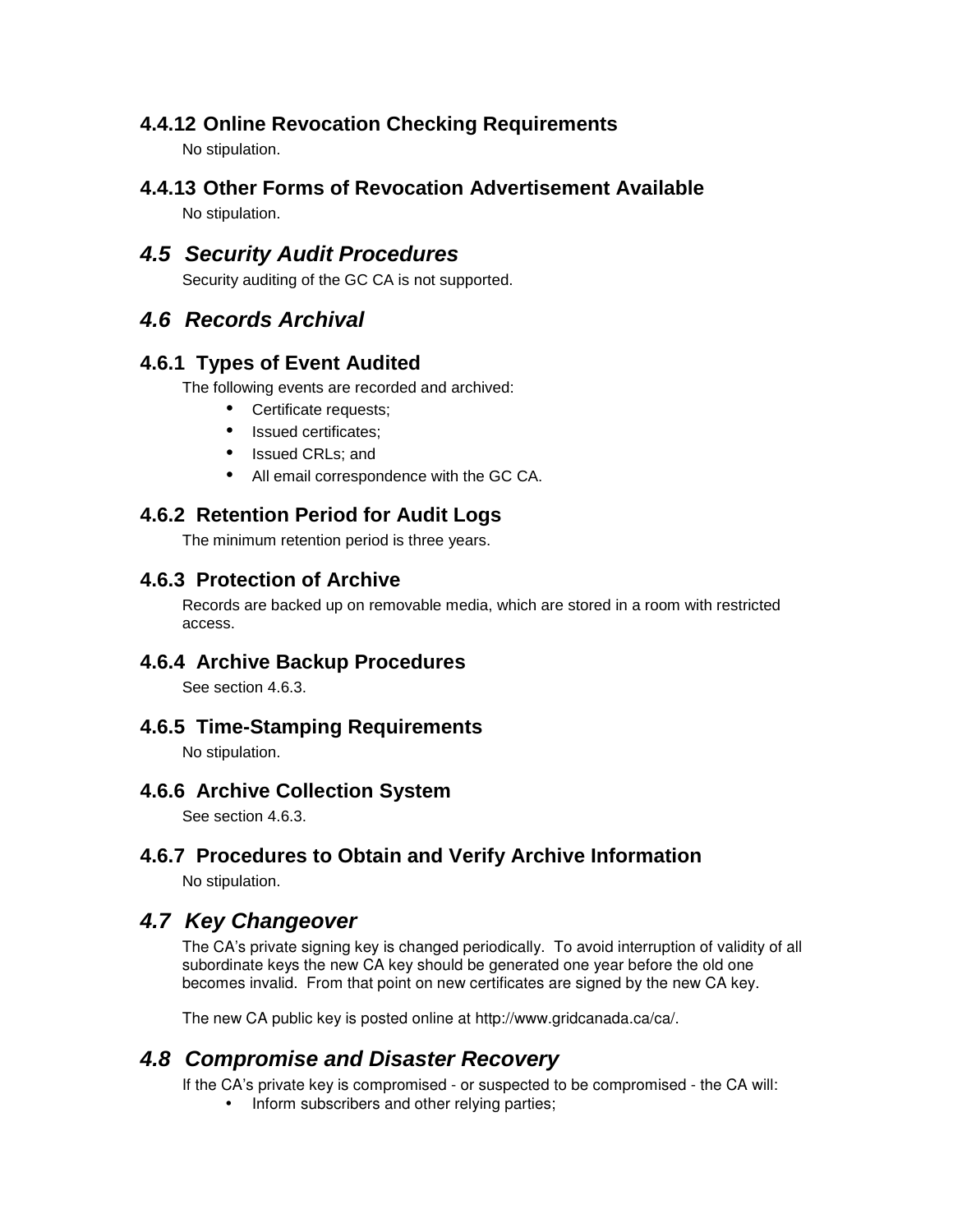### 4.4.12 Online Revocation Checking Requirements

No stipulation.

### 4.4.13 Other Forms of Revocation Advertisement Available

No stipulation.

## *4.5 Security Audit Procedures*

Security auditing of the GC CA is not supported.

## *4.6 Records Archival*

### 4.6.1 Types of Event Audited

The following events are recorded and archived:

- Certificate requests;
- Issued certificates;
- Issued CRLs; and
- All email correspondence with the GC CA.

### 4.6.2 Retention Period for Audit Logs

The minimum retention period is three years.

### 4.6.3 Protection of Archive

Records are backed up on removable media, which are stored in a room with restricted access.

### 4.6.4 Archive Backup Procedures

See section 4.6.3.

### 4.6.5 Time-Stamping Requirements

No stipulation.

### 4.6.6 Archive Collection System

See section 4.6.3.

### 4.6.7 Procedures to Obtain and Verify Archive Information

No stipulation.

## *4.7 Key Changeover*

The CA's private signing key is changed periodically. To avoid interruption of validity of all subordinate keys the new CA key should be generated one year before the old one becomes invalid. From that point on new certificates are signed by the new CA key.

The new CA public key is posted online at http://www.gridcanada.ca/ca/.

## *4.8 Compromise and Disaster Recovery*

If the CA's private key is compromised - or suspected to be compromised - the CA will:

- Inform subscribers and other relying parties;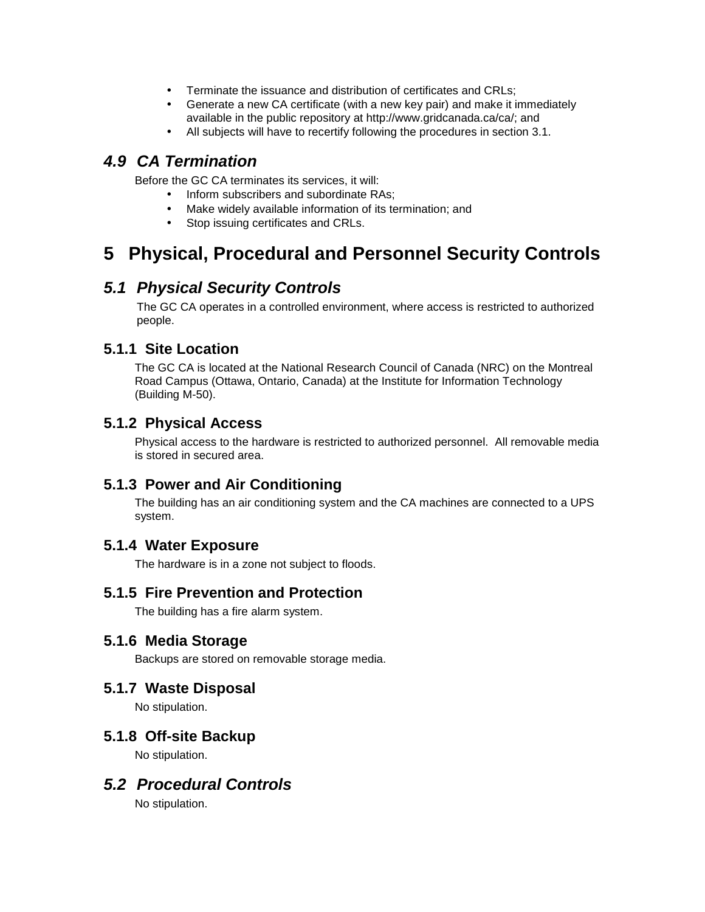- Terminate the issuance and distribution of certificates and CRLs;
- Generate a new CA certificate (with a new key pair) and make it immediately available in the public repository at http://www.gridcanada.ca/ca/; and
- All subjects will have to recertify following the procedures in section 3.1.

## *4.9 CA Termination*

Before the GC CA terminates its services, it will:

- Inform subscribers and subordinate RAs;
- Make widely available information of its termination; and
- Stop issuing certificates and CRLs.

# 5 Physical, Procedural and Personnel Security Controls

## *5.1 Physical Security Controls*

The GC CA operates in a controlled environment, where access is restricted to authorized people.

### 5.1.1 Site Location

The GC CA is located at the National Research Council of Canada (NRC) on the Montreal Road Campus (Ottawa, Ontario, Canada) at the Institute for Information Technology (Building M-50).

### 5.1.2 Physical Access

Physical access to the hardware is restricted to authorized personnel. All removable media is stored in secured area.

### 5.1.3 Power and Air Conditioning

The building has an air conditioning system and the CA machines are connected to a UPS system.

### 5.1.4 Water Exposure

The hardware is in a zone not subject to floods.

### 5.1.5 Fire Prevention and Protection

The building has a fire alarm system.

### 5.1.6 Media Storage

Backups are stored on removable storage media.

### 5.1.7 Waste Disposal

No stipulation.

### 5.1.8 Off-site Backup

No stipulation.

## *5.2 Procedural Controls*

No stipulation.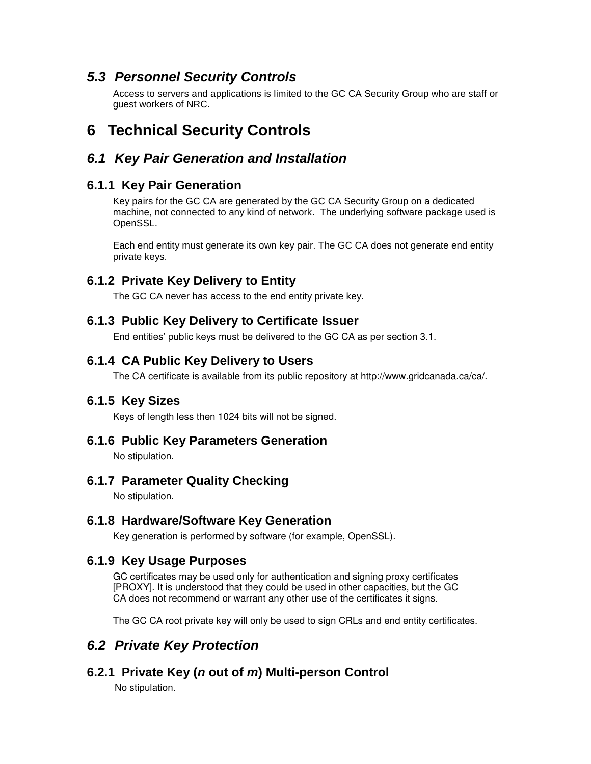## *5.3 Personnel Security Controls*

Access to servers and applications is limited to the GC CA Security Group who are staff or guest workers of NRC.

# 6 Technical Security Controls

## *6.1 Key Pair Generation and Installation*

### 6.1.1 Key Pair Generation

Key pairs for the GC CA are generated by the GC CA Security Group on a dedicated machine, not connected to any kind of network. The underlying software package used is OpenSSL.

Each end entity must generate its own key pair. The GC CA does not generate end entity private keys.

### 6.1.2 Private Key Delivery to Entity

The GC CA never has access to the end entity private key.

### 6.1.3 Public Key Delivery to Certificate Issuer

End entities' public keys must be delivered to the GC CA as per section 3.1.

### 6.1.4 CA Public Key Delivery to Users

The CA certificate is available from its public repository at http://www.gridcanada.ca/ca/.

### 6.1.5 Key Sizes

Keys of length less then 1024 bits will not be signed.

### 6.1.6 Public Key Parameters Generation

No stipulation.

### 6.1.7 Parameter Quality Checking

No stipulation.

### 6.1.8 Hardware/Software Key Generation

Key generation is performed by software (for example, OpenSSL).

### 6.1.9 Key Usage Purposes

GC certificates may be used only for authentication and signing proxy certificates [PROXY]. It is understood that they could be used in other capacities, but the GC CA does not recommend or warrant any other use of the certificates it signs.

The GC CA root private key will only be used to sign CRLs and end entity certificates.

## *6.2 Private Key Protection*

### 6.2.1 Private Key (*n* out of *m*) Multi-person Control

No stipulation.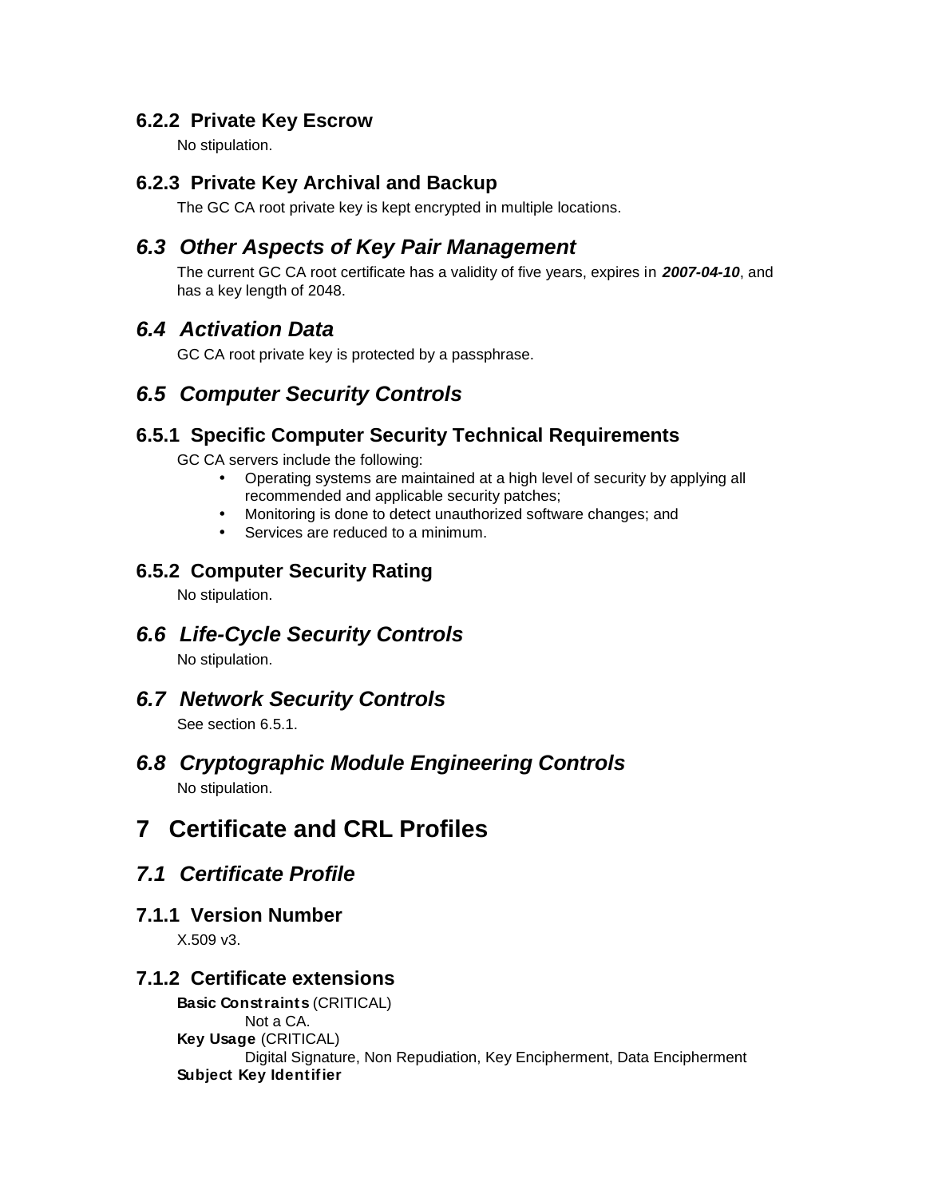### 6.2.2 Private Key Escrow

No stipulation.

### 6.2.3 Private Key Archival and Backup

The GC CA root private key is kept encrypted in multiple locations.

## *6.3 Other Aspects of Key Pair Management*

The current GC CA root certificate has a validity of five years, expires in ***2007-04-10***, and has a key length of 2048.

## *6.4 Activation Data*

GC CA root private key is protected by a passphrase.

## *6.5 Computer Security Controls*

### 6.5.1 Specific Computer Security Technical Requirements

GC CA servers include the following:

- Operating systems are maintained at a high level of security by applying all recommended and applicable security patches;
- Monitoring is done to detect unauthorized software changes; and
- Services are reduced to a minimum.

### 6.5.2 Computer Security Rating

No stipulation.

## *6.6 Life-Cycle Security Controls*

No stipulation.

## *6.7 Network Security Controls*

See section 6.5.1.

## *6.8 Cryptographic Module Engineering Controls*

No stipulation.

# 7 Certificate and CRL Profiles

## *7.1 Certificate Profile*

### 7.1.1 Version Number

X.509 v3.

### 7.1.2 Certificate extensions

**Basic Constraints** (CRITICAL)
    Not a CA.
**Key Usage** (CRITICAL)
    Digital Signature, Non Repudiation, Key Encipherment, Data Encipherment
**Subject Key Identifier**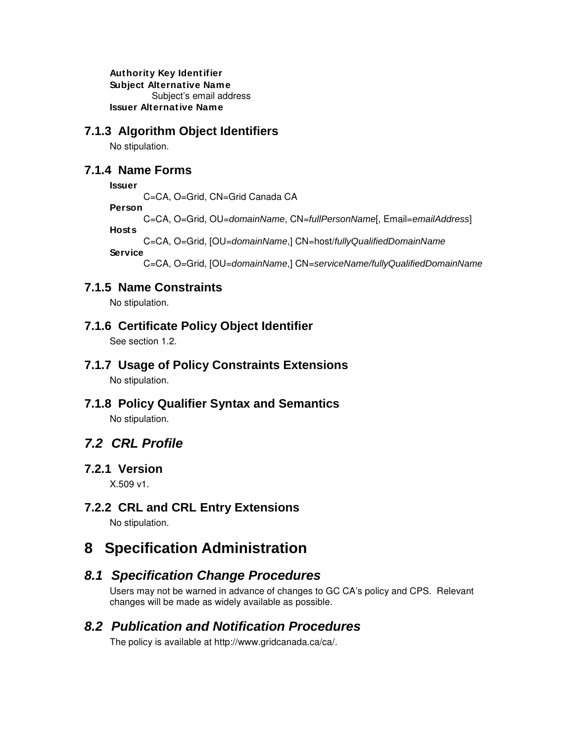**Authority Key Identifier**
**Subject Alternative Name**
Subject's email address
**Issuer Alternative Name**

### 7.1.3 Algorithm Object Identifiers

No stipulation.

### 7.1.4 Name Forms

**Issuer**
C=CA, O=Grid, CN=Grid Canada CA
**Person**
C=CA, O=Grid, OU=*domainName*, CN=*fullPersonName*[, Email=*emailAddress*]
**Hosts**
C=CA, O=Grid, [OU=*domainName*,] CN=host/*fullyQualifiedDomainName*
**Service**
C=CA, O=Grid, [OU=*domainName*,] CN=*serviceName/fullyQualifiedDomainName*

### 7.1.5 Name Constraints

No stipulation.

### 7.1.6 Certificate Policy Object Identifier

See section 1.2.

### 7.1.7 Usage of Policy Constraints Extensions

No stipulation.

### 7.1.8 Policy Qualifier Syntax and Semantics

No stipulation.

## *7.2 CRL Profile*

### 7.2.1 Version

X.509 v1.

### 7.2.2 CRL and CRL Entry Extensions

No stipulation.

# 8 Specification Administration

## *8.1 Specification Change Procedures*

Users may not be warned in advance of changes to GC CA's policy and CPS. Relevant changes will be made as widely available as possible.

## *8.2 Publication and Notification Procedures*

The policy is available at http://www.gridcanada.ca/ca/.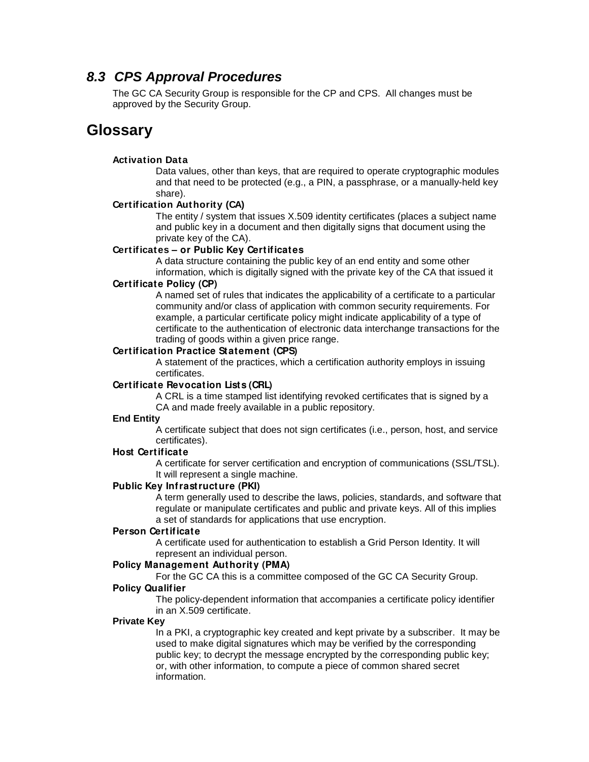### *8.3 CPS Approval Procedures*

The GC CA Security Group is responsible for the CP and CPS. All changes must be approved by the Security Group.

## Glossary

**Activation Data**
: Data values, other than keys, that are required to operate cryptographic modules and that need to be protected (e.g., a PIN, a passphrase, or a manually-held key share).

**Certification Authority (CA)**
: The entity / system that issues X.509 identity certificates (places a subject name and public key in a document and then digitally signs that document using the private key of the CA).

**Certificates – or Public Key Certificates**
: A data structure containing the public key of an end entity and some other information, which is digitally signed with the private key of the CA that issued it

**Certificate Policy (CP)**
: A named set of rules that indicates the applicability of a certificate to a particular community and/or class of application with common security requirements. For example, a particular certificate policy might indicate applicability of a type of certificate to the authentication of electronic data interchange transactions for the trading of goods within a given price range.

**Certification Practice Statement (CPS)**
: A statement of the practices, which a certification authority employs in issuing certificates.

**Certificate Revocation Lists (CRL)**
: A CRL is a time stamped list identifying revoked certificates that is signed by a CA and made freely available in a public repository.

**End Entity**
: A certificate subject that does not sign certificates (i.e., person, host, and service certificates).

**Host Certificate**
: A certificate for server certification and encryption of communications (SSL/TSL). It will represent a single machine.

**Public Key Infrastructure (PKI)**
: A term generally used to describe the laws, policies, standards, and software that regulate or manipulate certificates and public and private keys. All of this implies a set of standards for applications that use encryption.

**Person Certificate**
: A certificate used for authentication to establish a Grid Person Identity. It will represent an individual person.

**Policy Management Authority (PMA)**
: For the GC CA this is a committee composed of the GC CA Security Group.

**Policy Qualifier**
: The policy-dependent information that accompanies a certificate policy identifier in an X.509 certificate.

**Private Key**
: In a PKI, a cryptographic key created and kept private by a subscriber. It may be used to make digital signatures which may be verified by the corresponding public key; to decrypt the message encrypted by the corresponding public key; or, with other information, to compute a piece of common shared secret information.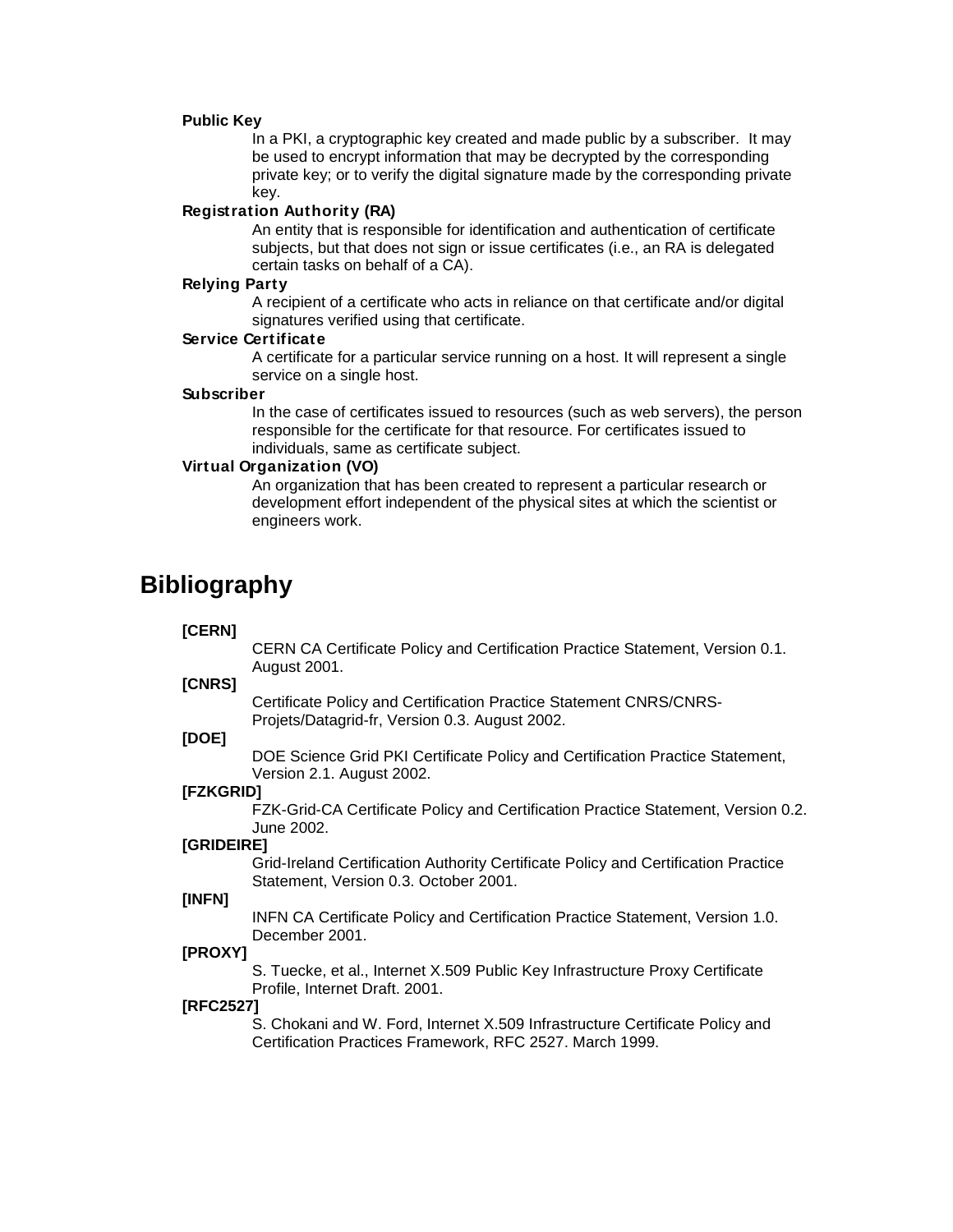**Public Key**

In a PKI, a cryptographic key created and made public by a subscriber. It may be used to encrypt information that may be decrypted by the corresponding private key; or to verify the digital signature made by the corresponding private key.

**Registration Authority (RA)**

An entity that is responsible for identification and authentication of certificate subjects, but that does not sign or issue certificates (i.e., an RA is delegated certain tasks on behalf of a CA).

**Relying Party**

A recipient of a certificate who acts in reliance on that certificate and/or digital signatures verified using that certificate.

**Service Certificate**

A certificate for a particular service running on a host. It will represent a single service on a single host.

**Subscriber**

In the case of certificates issued to resources (such as web servers), the person responsible for the certificate for that resource. For certificates issued to individuals, same as certificate subject.

**Virtual Organization (VO)**

An organization that has been created to represent a particular research or development effort independent of the physical sites at which the scientist or engineers work.

# Bibliography

**[CERN]**

CERN CA Certificate Policy and Certification Practice Statement, Version 0.1. August 2001.

**[CNRS]**

Certificate Policy and Certification Practice Statement CNRS/CNRS-Projets/Datagrid-fr, Version 0.3. August 2002.

**[DOE]**

DOE Science Grid PKI Certificate Policy and Certification Practice Statement, Version 2.1. August 2002.

**[FZKGRID]**

FZK-Grid-CA Certificate Policy and Certification Practice Statement, Version 0.2. June 2002.

**[GRIDEIRE]**

Grid-Ireland Certification Authority Certificate Policy and Certification Practice Statement, Version 0.3. October 2001.

**[INFN]**

INFN CA Certificate Policy and Certification Practice Statement, Version 1.0. December 2001.

**[PROXY]**

S. Tuecke, et al., Internet X.509 Public Key Infrastructure Proxy Certificate Profile, Internet Draft. 2001.

**[RFC2527]**

S. Chokani and W. Ford, Internet X.509 Infrastructure Certificate Policy and Certification Practices Framework, RFC 2527. March 1999.